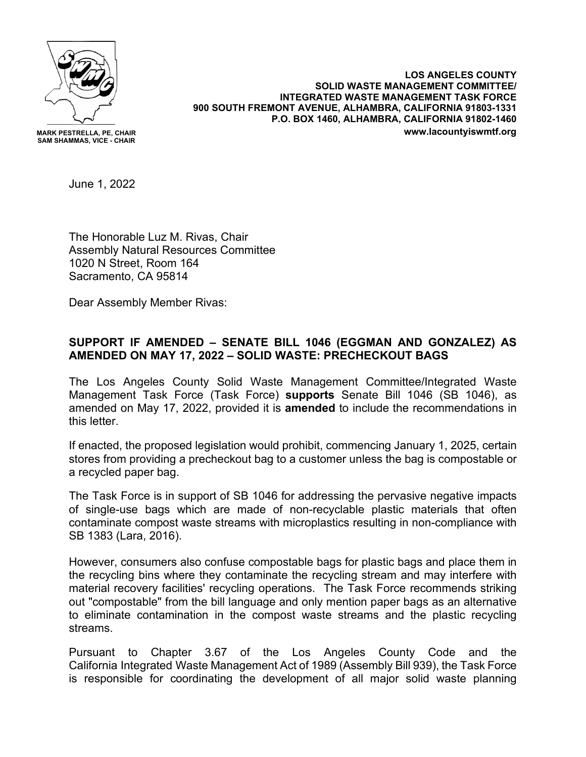MARK PESTRELLA, PE, CHAIR
SAM SHAMMAS, VICE - CHAIR

**LOS ANGELES COUNTY**
**SOLID WASTE MANAGEMENT COMMITTEE/**
**INTEGRATED WASTE MANAGEMENT TASK FORCE**
**900 SOUTH FREMONT AVENUE, ALHAMBRA, CALIFORNIA 91803-1331**
**P.O. BOX 1460, ALHAMBRA, CALIFORNIA 91802-1460**
**www.lacountyiswmtf.org**

June 1, 2022

The Honorable Luz M. Rivas, Chair
Assembly Natural Resources Committee
1020 N Street, Room 164
Sacramento, CA 95814

Dear Assembly Member Rivas:

**SUPPORT IF AMENDED – SENATE BILL 1046 (EGGMAN AND GONZALEZ) AS AMENDED ON MAY 17, 2022 – SOLID WASTE: PRECHECKOUT BAGS**

The Los Angeles County Solid Waste Management Committee/Integrated Waste Management Task Force (Task Force) **supports** Senate Bill 1046 (SB 1046), as amended on May 17, 2022, provided it is **amended** to include the recommendations in this letter.

If enacted, the proposed legislation would prohibit, commencing January 1, 2025, certain stores from providing a precheckout bag to a customer unless the bag is compostable or a recycled paper bag.

The Task Force is in support of SB 1046 for addressing the pervasive negative impacts of single-use bags which are made of non-recyclable plastic materials that often contaminate compost waste streams with microplastics resulting in non-compliance with SB 1383 (Lara, 2016).

However, consumers also confuse compostable bags for plastic bags and place them in the recycling bins where they contaminate the recycling stream and may interfere with material recovery facilities' recycling operations. The Task Force recommends striking out "compostable" from the bill language and only mention paper bags as an alternative to eliminate contamination in the compost waste streams and the plastic recycling streams.

Pursuant to Chapter 3.67 of the Los Angeles County Code and the California Integrated Waste Management Act of 1989 (Assembly Bill 939), the Task Force is responsible for coordinating the development of all major solid waste planning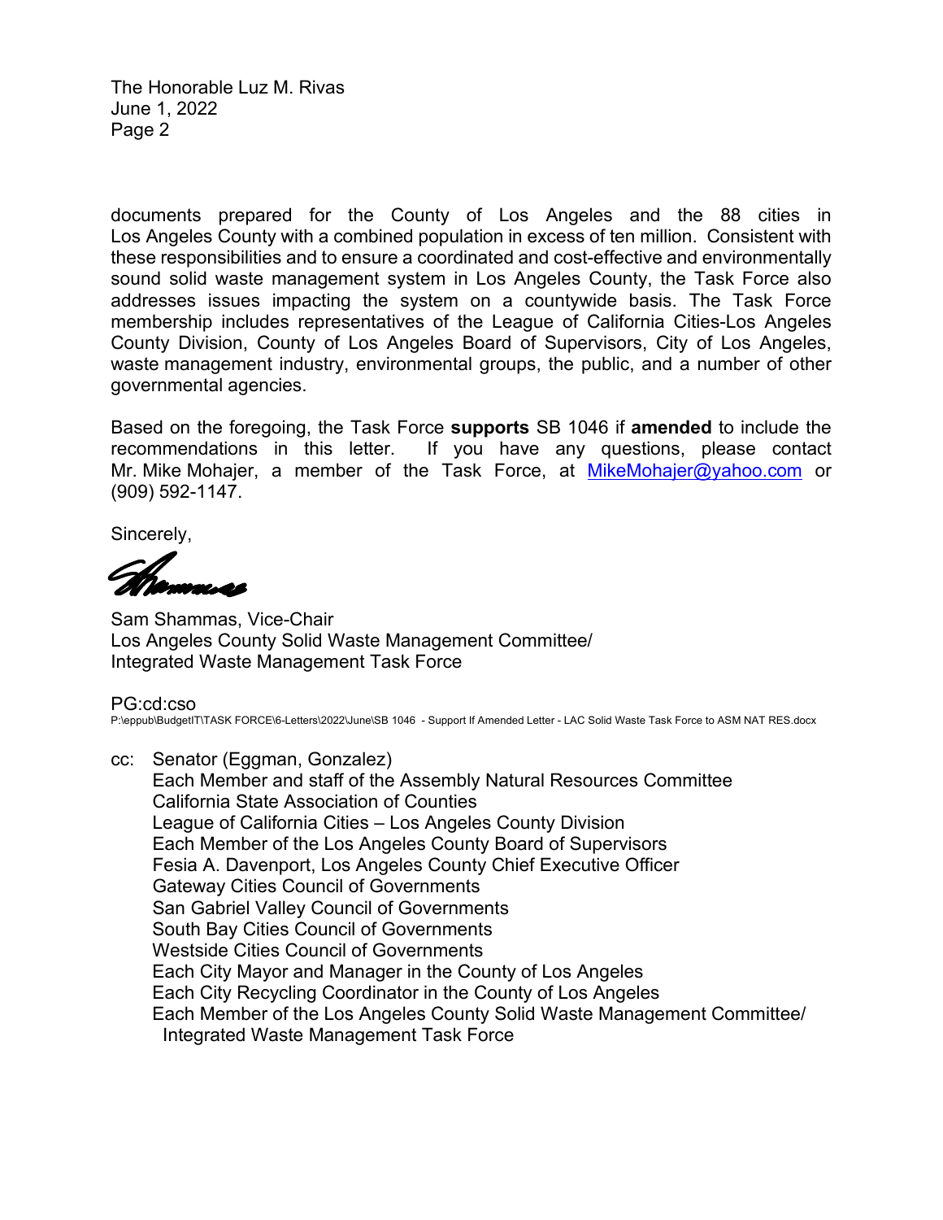documents prepared for the County of Los Angeles and the 88 cities in Los Angeles County with a combined population in excess of ten million. Consistent with these responsibilities and to ensure a coordinated and cost-effective and environmentally sound solid waste management system in Los Angeles County, the Task Force also addresses issues impacting the system on a countywide basis. The Task Force membership includes representatives of the League of California Cities-Los Angeles County Division, County of Los Angeles Board of Supervisors, City of Los Angeles, waste management industry, environmental groups, the public, and a number of other governmental agencies.

Based on the foregoing, the Task Force **supports** SB 1046 if **amended** to include the recommendations in this letter. If you have any questions, please contact Mr. Mike Mohajer, a member of the Task Force, at [MikeMohajer@yahoo.com](mailto:MikeMohajer@yahoo.com) or (909) 592-1147.

Sincerely,

Sam Shammas, Vice-Chair
Los Angeles County Solid Waste Management Committee/
Integrated Waste Management Task Force

PG:cd:cso
P:\eppub\BudgetIT\TASK FORCE\6-Letters\2022\June\SB 1046 - Support If Amended Letter - LAC Solid Waste Task Force to ASM NAT RES.docx

cc: Senator (Eggman, Gonzalez)
Each Member and staff of the Assembly Natural Resources Committee
California State Association of Counties
League of California Cities – Los Angeles County Division
Each Member of the Los Angeles County Board of Supervisors
Fesia A. Davenport, Los Angeles County Chief Executive Officer
Gateway Cities Council of Governments
San Gabriel Valley Council of Governments
South Bay Cities Council of Governments
Westside Cities Council of Governments
Each City Mayor and Manager in the County of Los Angeles
Each City Recycling Coordinator in the County of Los Angeles
Each Member of the Los Angeles County Solid Waste Management Committee/
Integrated Waste Management Task Force